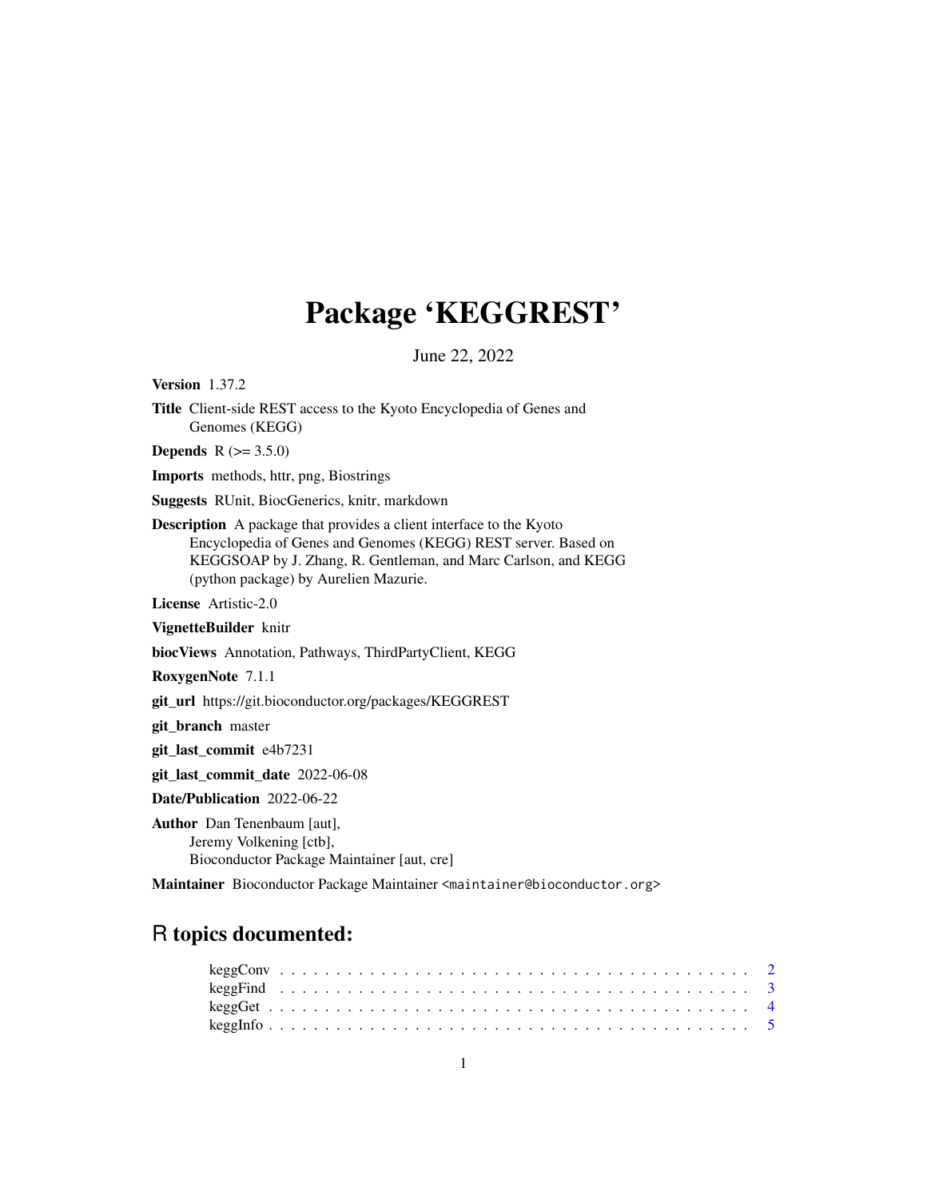# Package 'KEGGREST'

June 22, 2022

**Version** 1.37.2

**Title** Client-side REST access to the Kyoto Encyclopedia of Genes and Genomes (KEGG)

**Depends** R (>= 3.5.0)

**Imports** methods, httr, png, Biostrings

**Suggests** RUnit, BiocGenerics, knitr, markdown

**Description** A package that provides a client interface to the Kyoto Encyclopedia of Genes and Genomes (KEGG) REST server. Based on KEGGSOAP by J. Zhang, R. Gentleman, and Marc Carlson, and KEGG (python package) by Aurelien Mazurie.

**License** Artistic-2.0

**VignetteBuilder** knitr

**biocViews** Annotation, Pathways, ThirdPartyClient, KEGG

**RoxygenNote** 7.1.1

**git_url** https://git.bioconductor.org/packages/KEGGREST

**git_branch** master

**git_last_commit** e4b7231

**git_last_commit_date** 2022-06-08

**Date/Publication** 2022-06-22

**Author** Dan Tenenbaum [aut],
Jeremy Volkening [ctb],
Bioconductor Package Maintainer [aut, cre]

**Maintainer** Bioconductor Package Maintainer <maintainer@bioconductor.org>

## R topics documented:

keggConv . . . . . . . . . . . . . . . . . . . . . . . . . . . . . . . . . . . . . . . . . . 2
keggFind . . . . . . . . . . . . . . . . . . . . . . . . . . . . . . . . . . . . . . . . . . 3
keggGet . . . . . . . . . . . . . . . . . . . . . . . . . . . . . . . . . . . . . . . . . . 4
keggInfo . . . . . . . . . . . . . . . . . . . . . . . . . . . . . . . . . . . . . . . . . . 5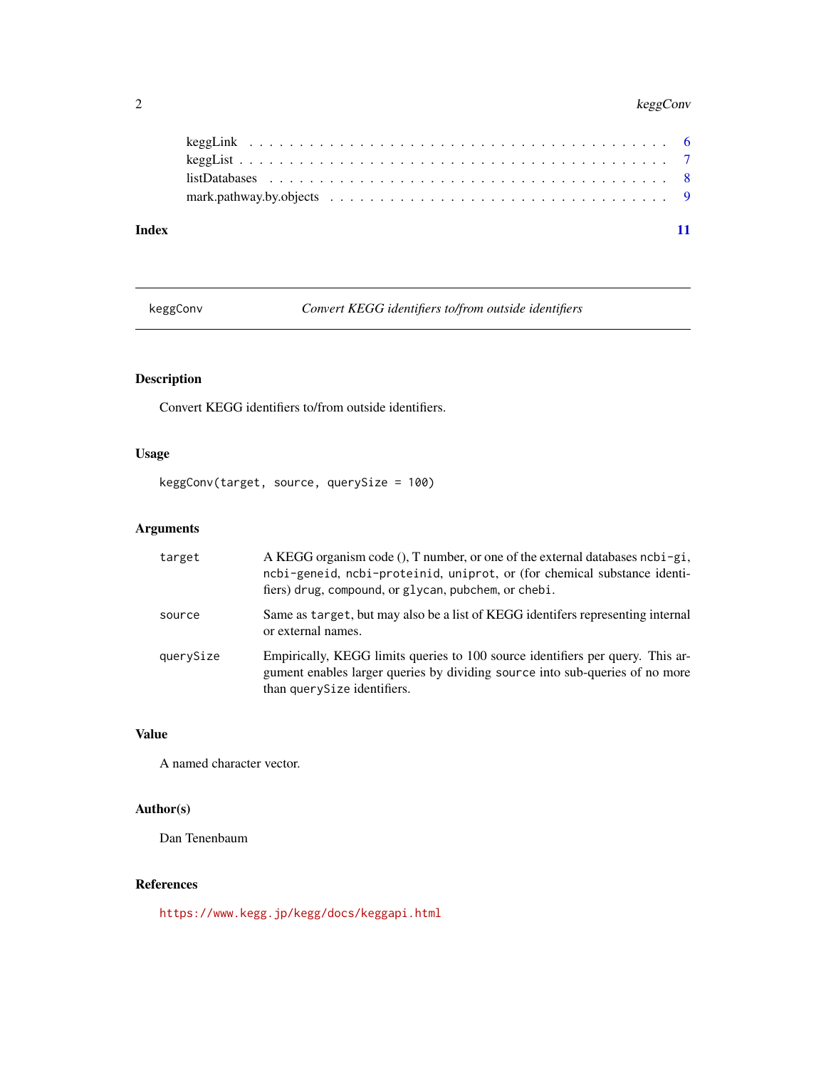keggLink . . . . . . . . . . . . . . . . . . . . . . . . . . . . . . . . . . . . . 6
keggList . . . . . . . . . . . . . . . . . . . . . . . . . . . . . . . . . . . . . 7
listDatabases . . . . . . . . . . . . . . . . . . . . . . . . . . . . . . . . . . . 8
mark.pathway.by.objects . . . . . . . . . . . . . . . . . . . . . . . . . . . . . 9

**Index** **11**

---

## keggConv — *Convert KEGG identifiers to/from outside identifiers*

---

### Description

Convert KEGG identifiers to/from outside identifiers.

### Usage

```
keggConv(target, source, querySize = 100)
```

### Arguments

| | |
|---|---|
| `target` | A KEGG organism code (), T number, or one of the external databases `ncbi-gi`, `ncbi-geneid`, `ncbi-proteinid`, `uniprot`, or (for chemical substance identifiers) `drug`, `compound`, or `glycan`, `pubchem`, or `chebi`. |
| `source` | Same as `target`, but may also be a list of KEGG identifers representing internal or external names. |
| `querySize` | Empirically, KEGG limits queries to 100 source identifiers per query. This argument enables larger queries by dividing `source` into sub-queries of no more than `querySize` identifiers. |

### Value

A named character vector.

### Author(s)

Dan Tenenbaum

### References

https://www.kegg.jp/kegg/docs/keggapi.html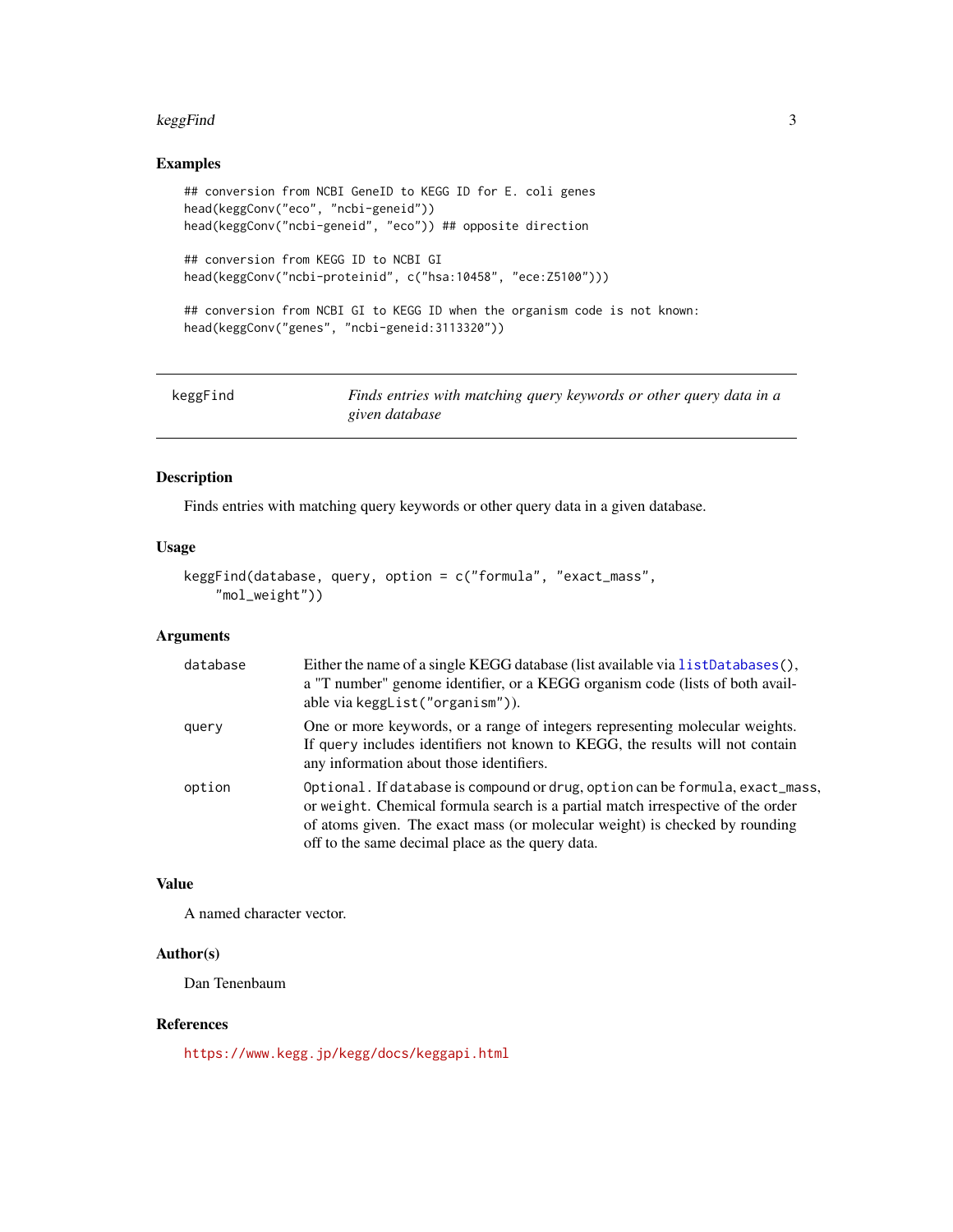### Examples

```
## conversion from NCBI GeneID to KEGG ID for E. coli genes
head(keggConv("eco", "ncbi-geneid"))
head(keggConv("ncbi-geneid", "eco")) ## opposite direction

## conversion from KEGG ID to NCBI GI
head(keggConv("ncbi-proteinid", c("hsa:10458", "ece:Z5100")))

## conversion from NCBI GI to KEGG ID when the organism code is not known:
head(keggConv("genes", "ncbi-geneid:3113320"))
```

---

## keggFind — *Finds entries with matching query keywords or other query data in a given database*

---

### Description

Finds entries with matching query keywords or other query data in a given database.

### Usage

```
keggFind(database, query, option = c("formula", "exact_mass",
    "mol_weight"))
```

### Arguments

| | |
|---|---|
| `database` | Either the name of a single KEGG database (list available via `listDatabases()`, a "T number" genome identifier, or a KEGG organism code (lists of both available via `keggList("organism")`). |
| `query` | One or more keywords, or a range of integers representing molecular weights. If `query` includes identifiers not known to KEGG, the results will not contain any information about those identifiers. |
| `option` | `Optional`. If `database` is `compound` or `drug`, `option` can be `formula`, `exact_mass`, or `weight`. Chemical formula search is a partial match irrespective of the order of atoms given. The exact mass (or molecular weight) is checked by rounding off to the same decimal place as the query data. |

### Value

A named character vector.

### Author(s)

Dan Tenenbaum

### References

https://www.kegg.jp/kegg/docs/keggapi.html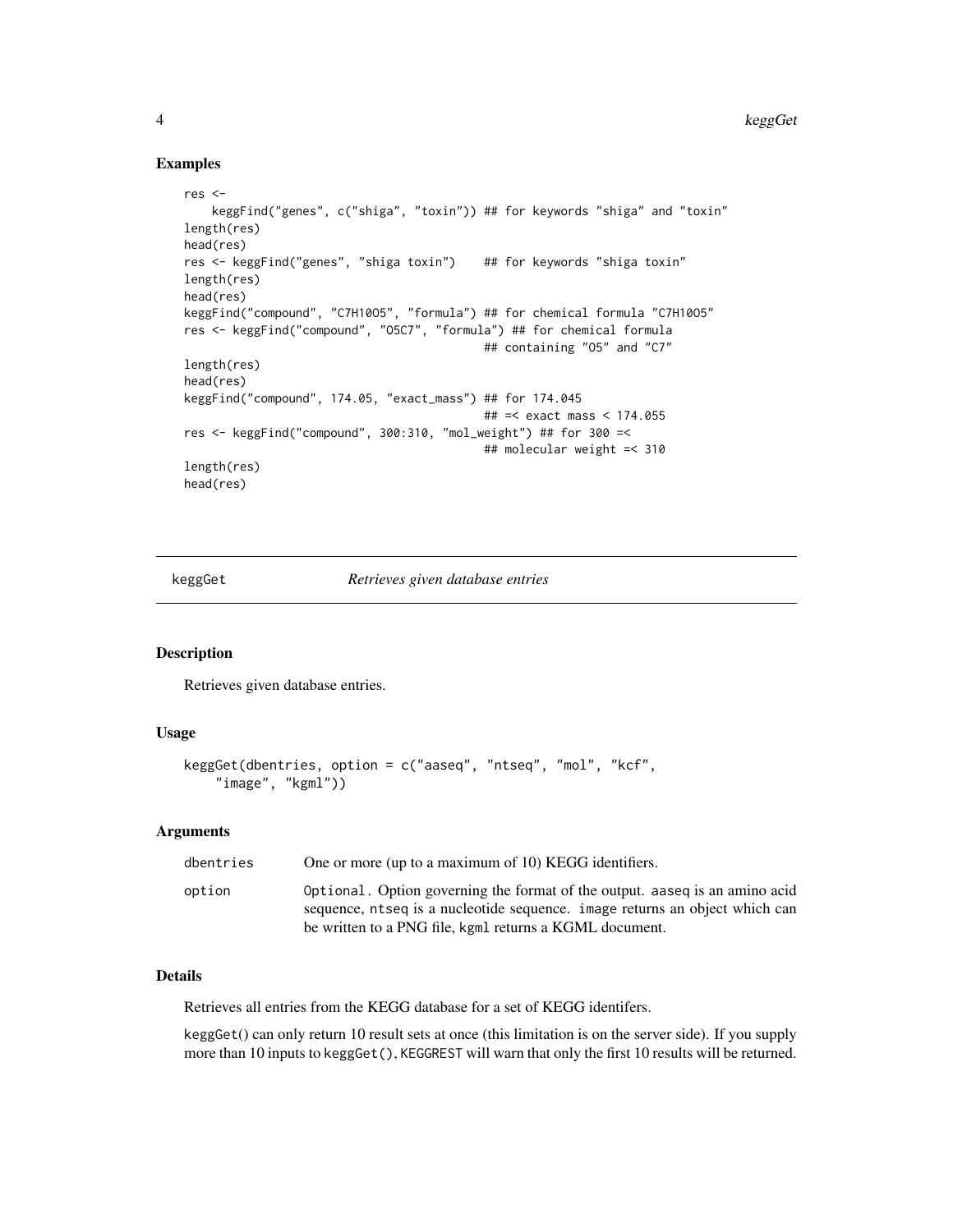### Examples

```
res <-
    keggFind("genes", c("shiga", "toxin")) ## for keywords "shiga" and "toxin"
length(res)
head(res)
res <- keggFind("genes", "shiga toxin")    ## for keywords "shiga toxin"
length(res)
head(res)
keggFind("compound", "C7H10O5", "formula") ## for chemical formula "C7H10O5"
res <- keggFind("compound", "O5C7", "formula") ## for chemical formula
                                           ## containing "O5" and "C7"
length(res)
head(res)
keggFind("compound", 174.05, "exact_mass") ## for 174.045
                                           ## =< exact mass < 174.055
res <- keggFind("compound", 300:310, "mol_weight") ## for 300 =<
                                           ## molecular weight =< 310
length(res)
head(res)
```

---

## keggGet — *Retrieves given database entries*

### Description

Retrieves given database entries.

### Usage

```
keggGet(dbentries, option = c("aaseq", "ntseq", "mol", "kcf",
    "image", "kgml"))
```

### Arguments

| | |
|---|---|
| dbentries | One or more (up to a maximum of 10) KEGG identifiers. |
| option | Optional. Option governing the format of the output. aaseq is an amino acid sequence, ntseq is a nucleotide sequence. image returns an object which can be written to a PNG file, kgml returns a KGML document. |

### Details

Retrieves all entries from the KEGG database for a set of KEGG identifers.

keggGet() can only return 10 result sets at once (this limitation is on the server side). If you supply more than 10 inputs to keggGet(), KEGGREST will warn that only the first 10 results will be returned.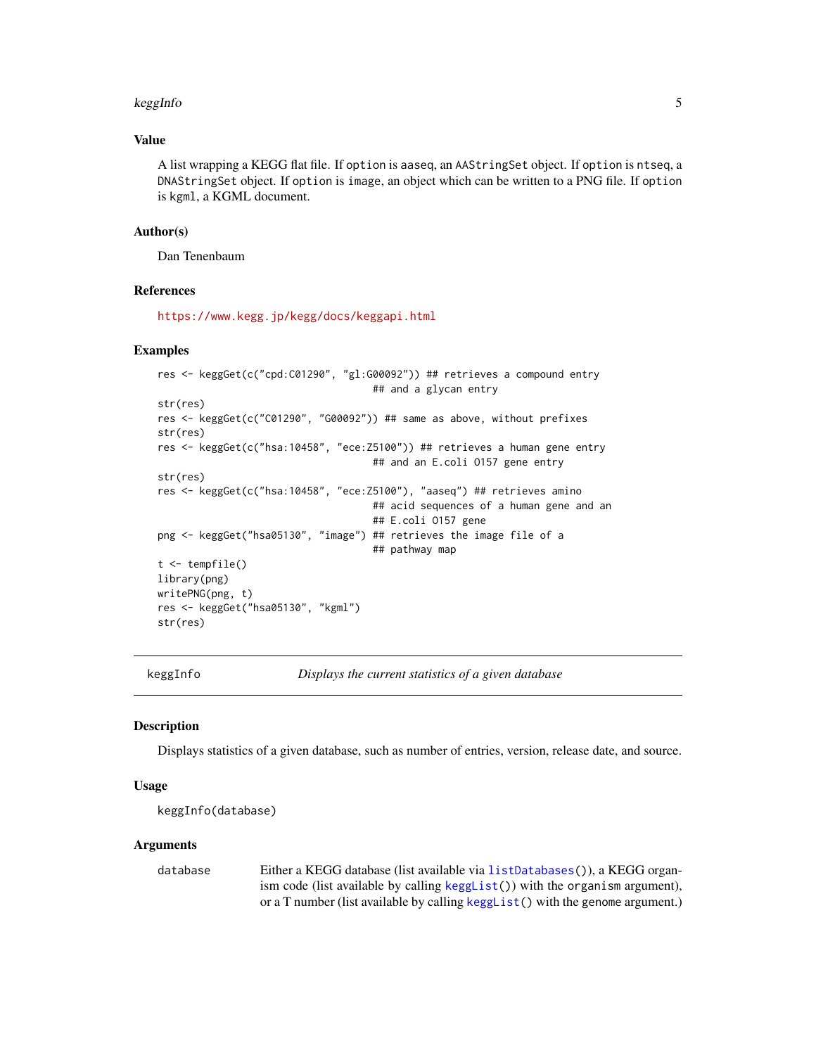### Value

A list wrapping a KEGG flat file. If option is aaseq, an AAStringSet object. If option is ntseq, a DNAStringSet object. If option is image, an object which can be written to a PNG file. If option is kgml, a KGML document.

### Author(s)

Dan Tenenbaum

### References

https://www.kegg.jp/kegg/docs/keggapi.html

### Examples

```
res <- keggGet(c("cpd:C01290", "gl:G00092")) ## retrieves a compound entry
                                    ## and a glycan entry
str(res)
res <- keggGet(c("C01290", "G00092")) ## same as above, without prefixes
str(res)
res <- keggGet(c("hsa:10458", "ece:Z5100")) ## retrieves a human gene entry
                                    ## and an E.coli O157 gene entry
str(res)
res <- keggGet(c("hsa:10458", "ece:Z5100"), "aaseq") ## retrieves amino
                                    ## acid sequences of a human gene and an
                                    ## E.coli O157 gene
png <- keggGet("hsa05130", "image") ## retrieves the image file of a
                                    ## pathway map
t <- tempfile()
library(png)
writePNG(png, t)
res <- keggGet("hsa05130", "kgml")
str(res)
```

---

## keggInfo — *Displays the current statistics of a given database*

### Description

Displays statistics of a given database, such as number of entries, version, release date, and source.

### Usage

```
keggInfo(database)
```

### Arguments

| | |
|---|---|
| database | Either a KEGG database (list available via listDatabases()), a KEGG organism code (list available by calling keggList()) with the organism argument), or a T number (list available by calling keggList() with the genome argument.) |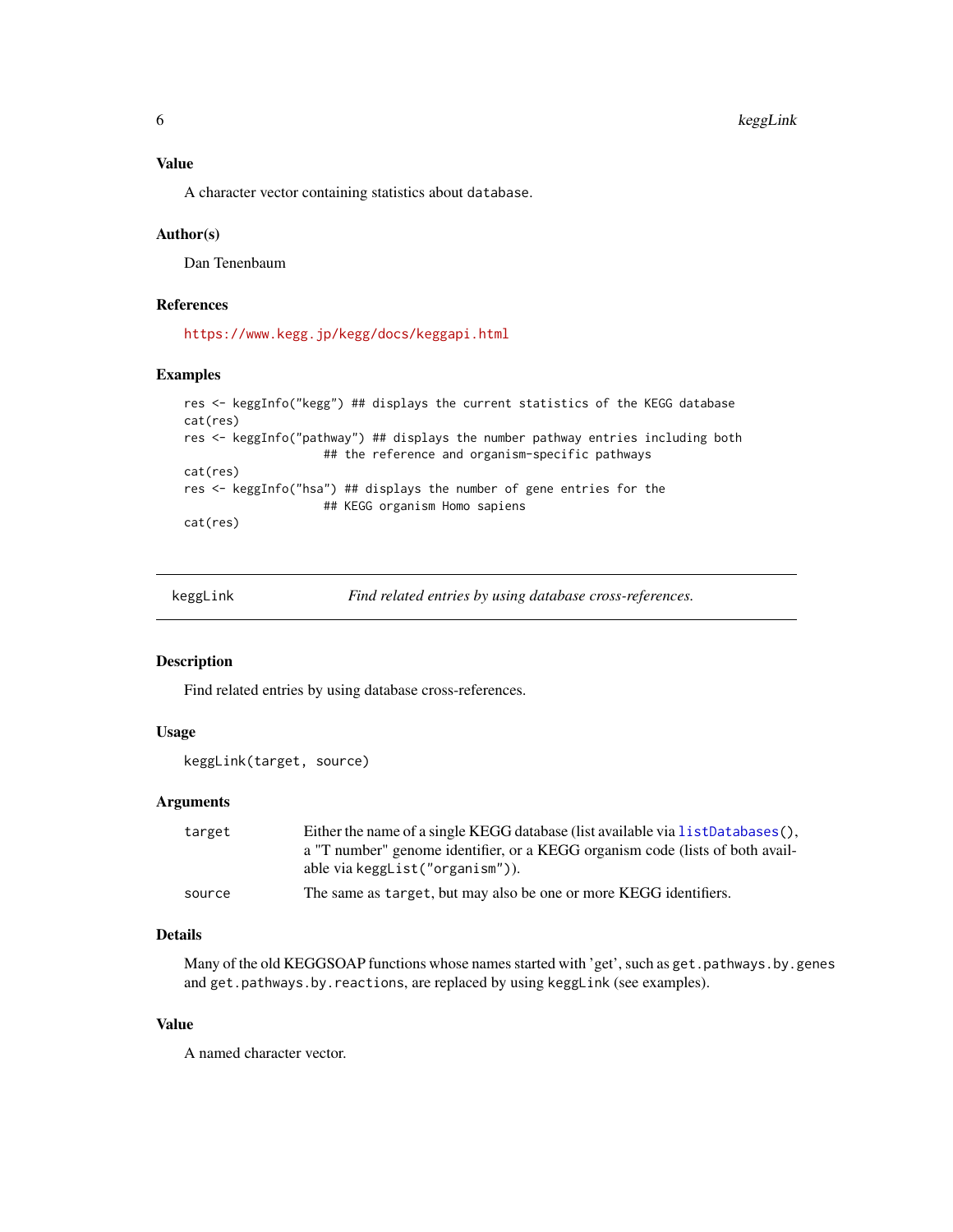## Value

A character vector containing statistics about `database`.

## Author(s)

Dan Tenenbaum

## References

https://www.kegg.jp/kegg/docs/keggapi.html

## Examples

```
res <- keggInfo("kegg") ## displays the current statistics of the KEGG database
cat(res)
res <- keggInfo("pathway") ## displays the number pathway entries including both
                  ## the reference and organism-specific pathways
cat(res)
res <- keggInfo("hsa") ## displays the number of gene entries for the
                  ## KEGG organism Homo sapiens
cat(res)
```

---

# keggLink — *Find related entries by using database cross-references.*

---

## Description

Find related entries by using database cross-references.

## Usage

```
keggLink(target, source)
```

## Arguments

| | |
|---|---|
| `target` | Either the name of a single KEGG database (list available via `listDatabases()`, a "T number" genome identifier, or a KEGG organism code (lists of both available via `keggList("organism")`). |
| `source` | The same as `target`, but may also be one or more KEGG identifiers. |

## Details

Many of the old KEGGSOAP functions whose names started with 'get', such as `get.pathways.by.genes` and `get.pathways.by.reactions`, are replaced by using `keggLink` (see examples).

## Value

A named character vector.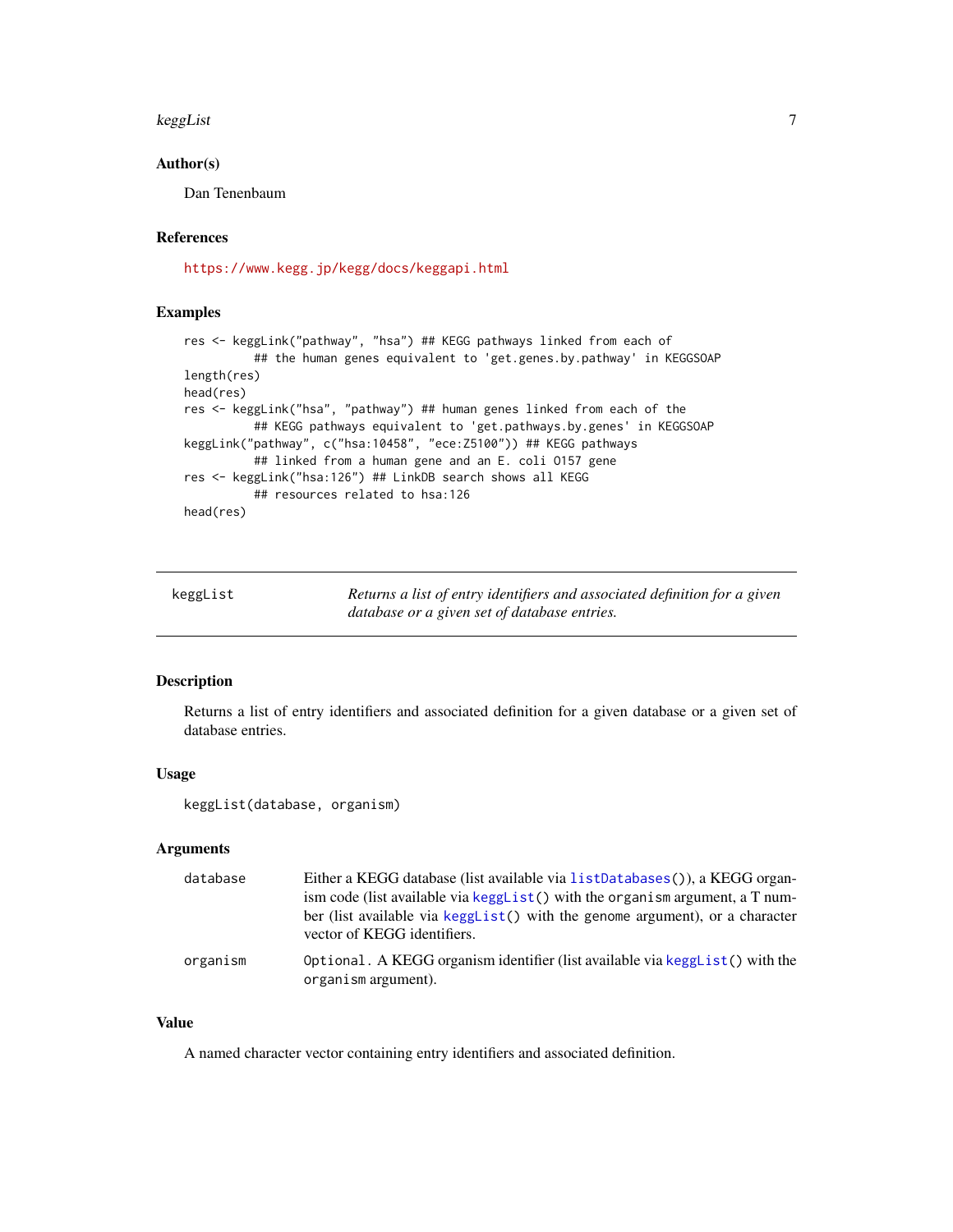### Author(s)

Dan Tenenbaum

### References

https://www.kegg.jp/kegg/docs/keggapi.html

### Examples

```
res <- keggLink("pathway", "hsa") ## KEGG pathways linked from each of
          ## the human genes equivalent to 'get.genes.by.pathway' in KEGGSOAP
length(res)
head(res)
res <- keggLink("hsa", "pathway") ## human genes linked from each of the
          ## KEGG pathways equivalent to 'get.pathways.by.genes' in KEGGSOAP
keggLink("pathway", c("hsa:10458", "ece:Z5100")) ## KEGG pathways
          ## linked from a human gene and an E. coli O157 gene
res <- keggLink("hsa:126") ## LinkDB search shows all KEGG
          ## resources related to hsa:126
head(res)
```

---

## keggList — *Returns a list of entry identifiers and associated definition for a given database or a given set of database entries.*

### Description

Returns a list of entry identifiers and associated definition for a given database or a given set of database entries.

### Usage

```
keggList(database, organism)
```

### Arguments

| | |
|---|---|
| `database` | Either a KEGG database (list available via `listDatabases()`), a KEGG organism code (list available via `keggList()` with the `organism` argument, a T number (list available via `keggList()` with the genome argument), or a character vector of KEGG identifiers. |
| `organism` | `Optional`. A KEGG organism identifier (list available via `keggList()` with the `organism` argument). |

### Value

A named character vector containing entry identifiers and associated definition.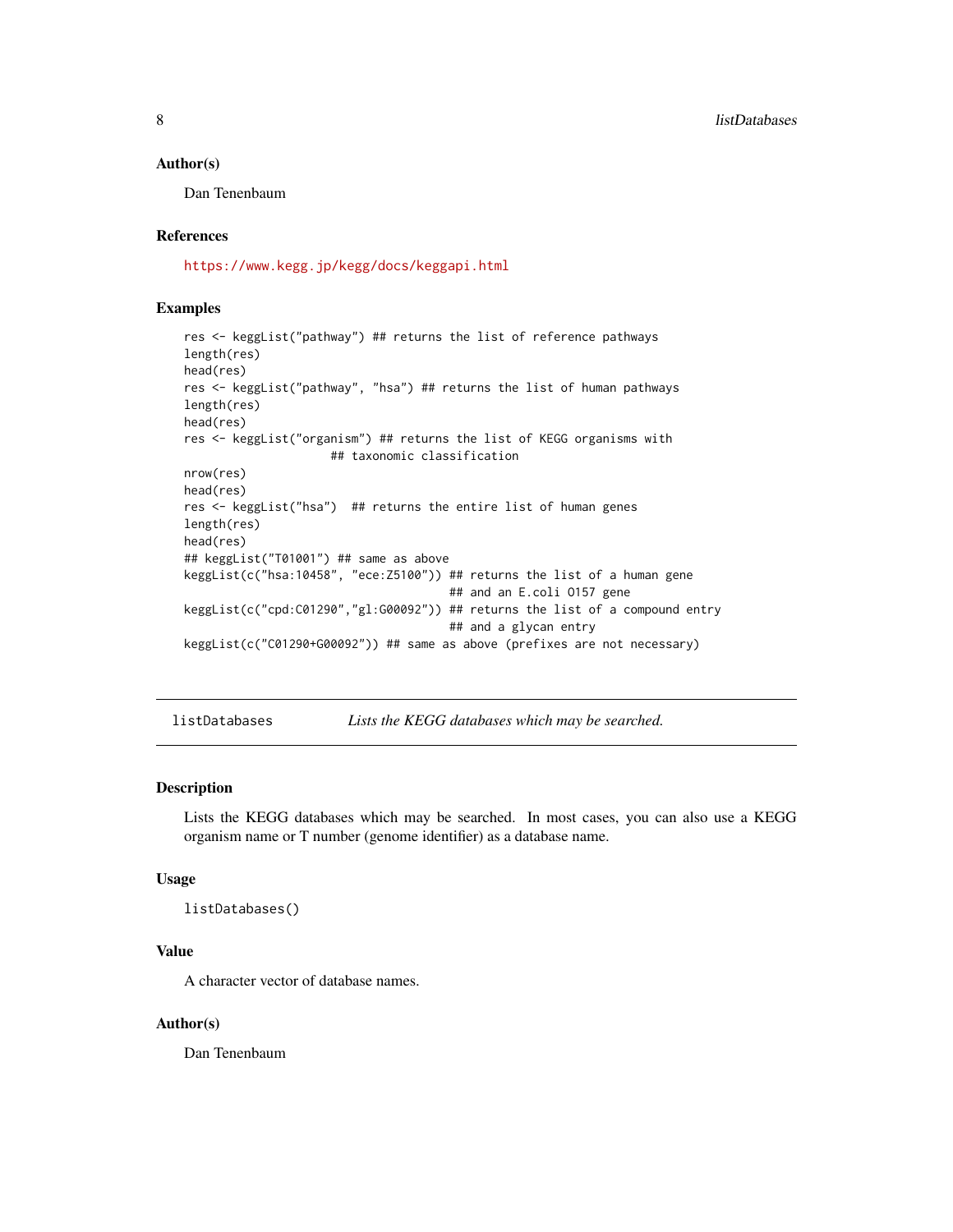## Author(s)

Dan Tenenbaum

## References

https://www.kegg.jp/kegg/docs/keggapi.html

## Examples

```
res <- keggList("pathway") ## returns the list of reference pathways
length(res)
head(res)
res <- keggList("pathway", "hsa") ## returns the list of human pathways
length(res)
head(res)
res <- keggList("organism") ## returns the list of KEGG organisms with
                    ## taxonomic classification
nrow(res)
head(res)
res <- keggList("hsa")  ## returns the entire list of human genes
length(res)
head(res)
## keggList("T01001") ## same as above
keggList(c("hsa:10458", "ece:Z5100")) ## returns the list of a human gene
                                      ## and an E.coli O157 gene
keggList(c("cpd:C01290","gl:G00092")) ## returns the list of a compound entry
                                      ## and a glycan entry
keggList(c("C01290+G00092")) ## same as above (prefixes are not necessary)
```

---

# listDatabases — *Lists the KEGG databases which may be searched.*

---

## Description

Lists the KEGG databases which may be searched. In most cases, you can also use a KEGG organism name or T number (genome identifier) as a database name.

## Usage

```
listDatabases()
```

## Value

A character vector of database names.

## Author(s)

Dan Tenenbaum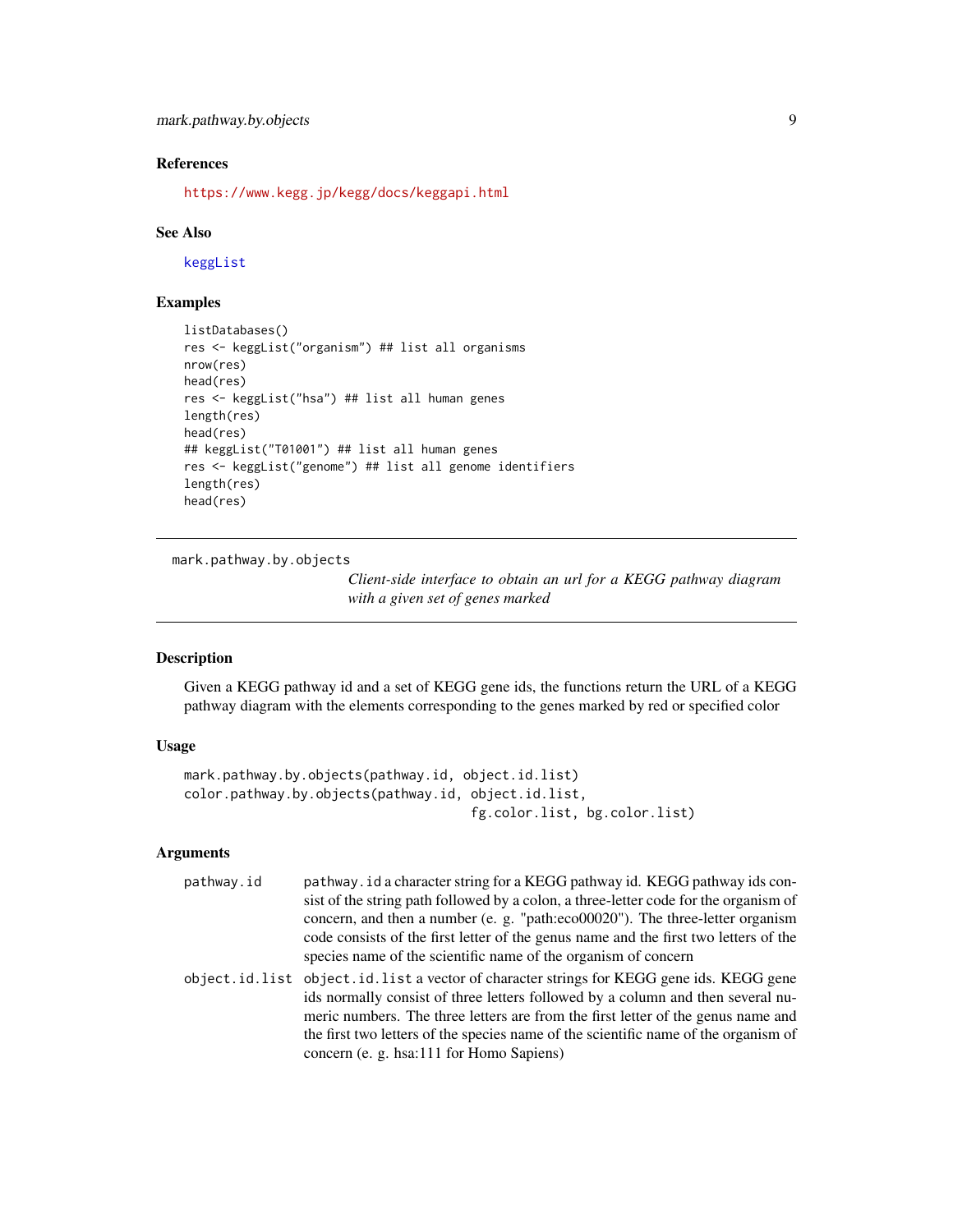## References

https://www.kegg.jp/kegg/docs/keggapi.html

## See Also

keggList

## Examples

```
listDatabases()
res <- keggList("organism") ## list all organisms
nrow(res)
head(res)
res <- keggList("hsa") ## list all human genes
length(res)
head(res)
## keggList("T01001") ## list all human genes
res <- keggList("genome") ## list all genome identifiers
length(res)
head(res)
```

---

# mark.pathway.by.objects

*Client-side interface to obtain an url for a KEGG pathway diagram with a given set of genes marked*

---

## Description

Given a KEGG pathway id and a set of KEGG gene ids, the functions return the URL of a KEGG pathway diagram with the elements corresponding to the genes marked by red or specified color

## Usage

```
mark.pathway.by.objects(pathway.id, object.id.list)
color.pathway.by.objects(pathway.id, object.id.list,
                                        fg.color.list, bg.color.list)
```

## Arguments

| | |
|---|---|
| `pathway.id` | `pathway.id` a character string for a KEGG pathway id. KEGG pathway ids consist of the string path followed by a colon, a three-letter code for the organism of concern, and then a number (e. g. "path:eco00020"). The three-letter organism code consists of the first letter of the genus name and the first two letters of the species name of the scientific name of the organism of concern |
| `object.id.list` | `object.id.list` a vector of character strings for KEGG gene ids. KEGG gene ids normally consist of three letters followed by a column and then several numeric numbers. The three letters are from the first letter of the genus name and the first two letters of the species name of the scientific name of the organism of concern (e. g. hsa:111 for Homo Sapiens) |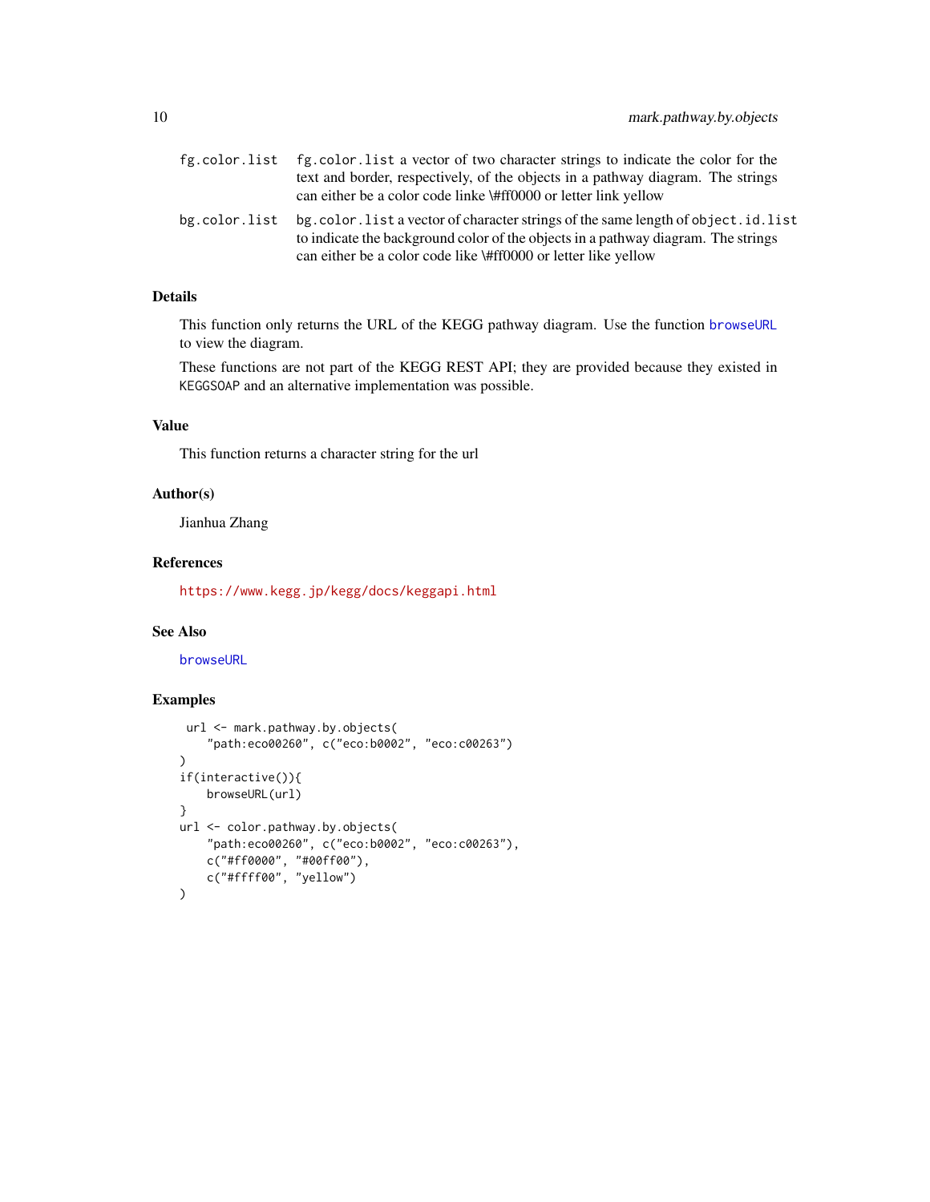| | |
|---|---|
| fg.color.list | `fg.color.list` a vector of two character strings to indicate the color for the text and border, respectively, of the objects in a pathway diagram. The strings can either be a color code linke \#ff0000 or letter link yellow |
| bg.color.list | `bg.color.list` a vector of character strings of the same length of `object.id.list` to indicate the background color of the objects in a pathway diagram. The strings can either be a color code like \#ff0000 or letter like yellow |

## Details

This function only returns the URL of the KEGG pathway diagram. Use the function `browseURL` to view the diagram.

These functions are not part of the KEGG REST API; they are provided because they existed in KEGGSOAP and an alternative implementation was possible.

## Value

This function returns a character string for the url

## Author(s)

Jianhua Zhang

## References

https://www.kegg.jp/kegg/docs/keggapi.html

## See Also

`browseURL`

## Examples

```
 url <- mark.pathway.by.objects(
    "path:eco00260", c("eco:b0002", "eco:c00263")
)
if(interactive()){
    browseURL(url)
}
url <- color.pathway.by.objects(
    "path:eco00260", c("eco:b0002", "eco:c00263"),
    c("#ff0000", "#00ff00"),
    c("#ffff00", "yellow")
)
```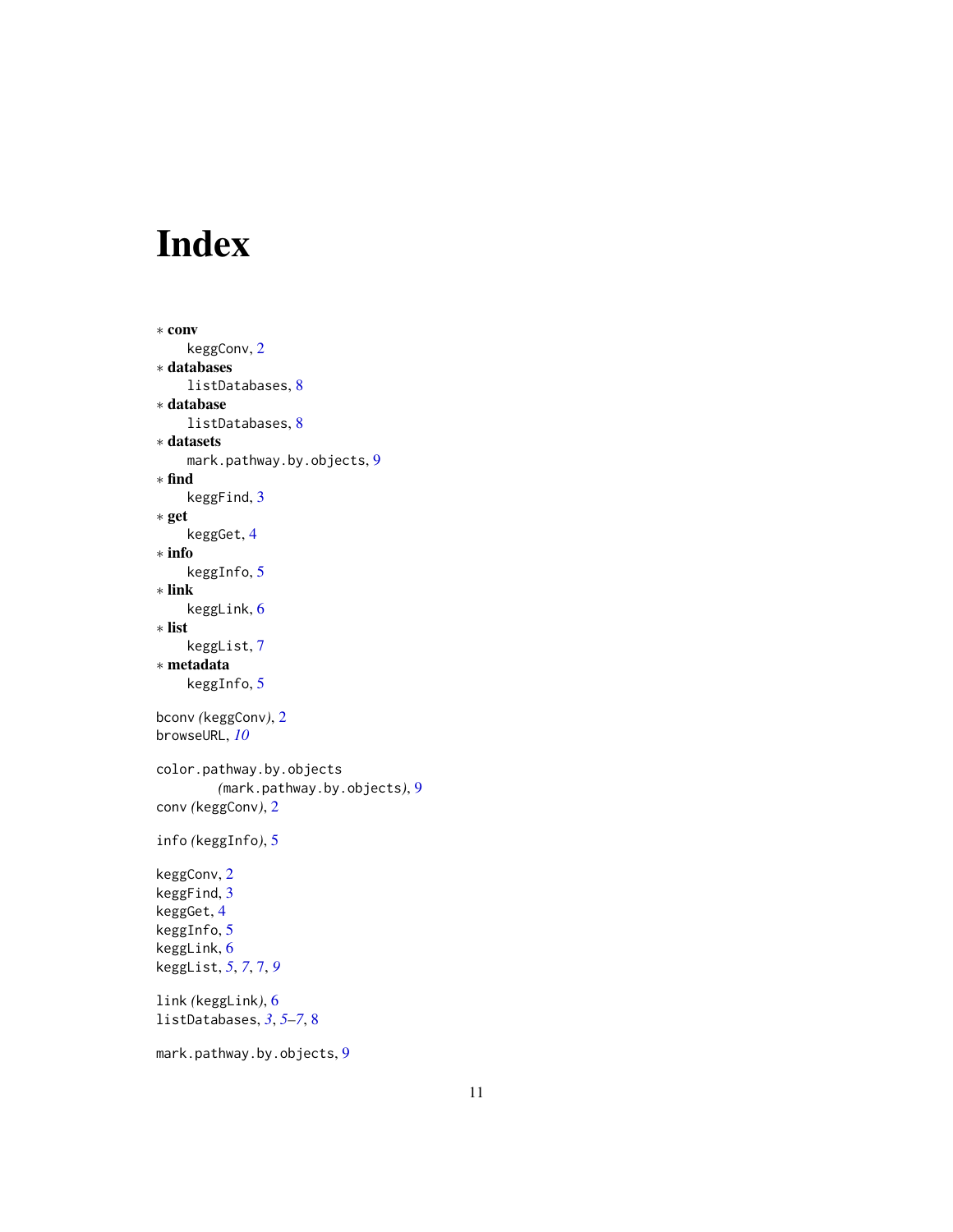# Index

∗ **conv**
  keggConv, 2

∗ **databases**
  listDatabases, 8

∗ **database**
  listDatabases, 8

∗ **datasets**
  mark.pathway.by.objects, 9

∗ **find**
  keggFind, 3

∗ **get**
  keggGet, 4

∗ **info**
  keggInfo, 5

∗ **link**
  keggLink, 6

∗ **list**
  keggList, 7

∗ **metadata**
  keggInfo, 5

bconv *(*keggConv*)*, 2
browseURL, *10*

color.pathway.by.objects
  *(*mark.pathway.by.objects*)*, 9
conv *(*keggConv*)*, 2

info *(*keggInfo*)*, 5

keggConv, 2
keggFind, 3
keggGet, 4
keggInfo, 5
keggLink, 6
keggList, *5*, *7*, 7, *9*

link *(*keggLink*)*, 6
listDatabases, *3*, *5–7*, 8

mark.pathway.by.objects, 9